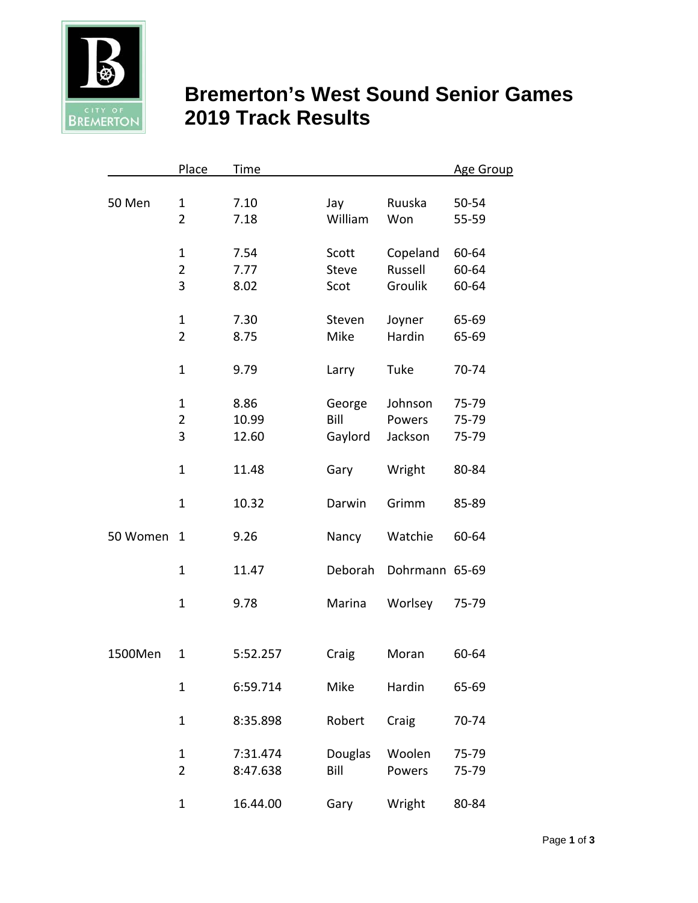# Bremerton's West Sound Senior Games
# 2019 Track Results

| | Place | Time | | | Age Group |
|---|---|---|---|---|---|
| 50 Men | 1 | 7.10 | Jay | Ruuska | 50-54 |
| | 2 | 7.18 | William | Won | 55-59 |
| | | | | | |
| | 1 | 7.54 | Scott | Copeland | 60-64 |
| | 2 | 7.77 | Steve | Russell | 60-64 |
| | 3 | 8.02 | Scot | Groulik | 60-64 |
| | | | | | |
| | 1 | 7.30 | Steven | Joyner | 65-69 |
| | 2 | 8.75 | Mike | Hardin | 65-69 |
| | | | | | |
| | 1 | 9.79 | Larry | Tuke | 70-74 |
| | | | | | |
| | 1 | 8.86 | George | Johnson | 75-79 |
| | 2 | 10.99 | Bill | Powers | 75-79 |
| | 3 | 12.60 | Gaylord | Jackson | 75-79 |
| | | | | | |
| | 1 | 11.48 | Gary | Wright | 80-84 |
| | | | | | |
| | 1 | 10.32 | Darwin | Grimm | 85-89 |
| | | | | | |
| 50 Women | 1 | 9.26 | Nancy | Watchie | 60-64 |
| | | | | | |
| | 1 | 11.47 | Deborah | Dohrmann | 65-69 |
| | | | | | |
| | 1 | 9.78 | Marina | Worlsey | 75-79 |
| | | | | | |
| 1500Men | 1 | 5:52.257 | Craig | Moran | 60-64 |
| | | | | | |
| | 1 | 6:59.714 | Mike | Hardin | 65-69 |
| | | | | | |
| | 1 | 8:35.898 | Robert | Craig | 70-74 |
| | | | | | |
| | 1 | 7:31.474 | Douglas | Woolen | 75-79 |
| | 2 | 8:47.638 | Bill | Powers | 75-79 |
| | | | | | |
| | 1 | 16.44.00 | Gary | Wright | 80-84 |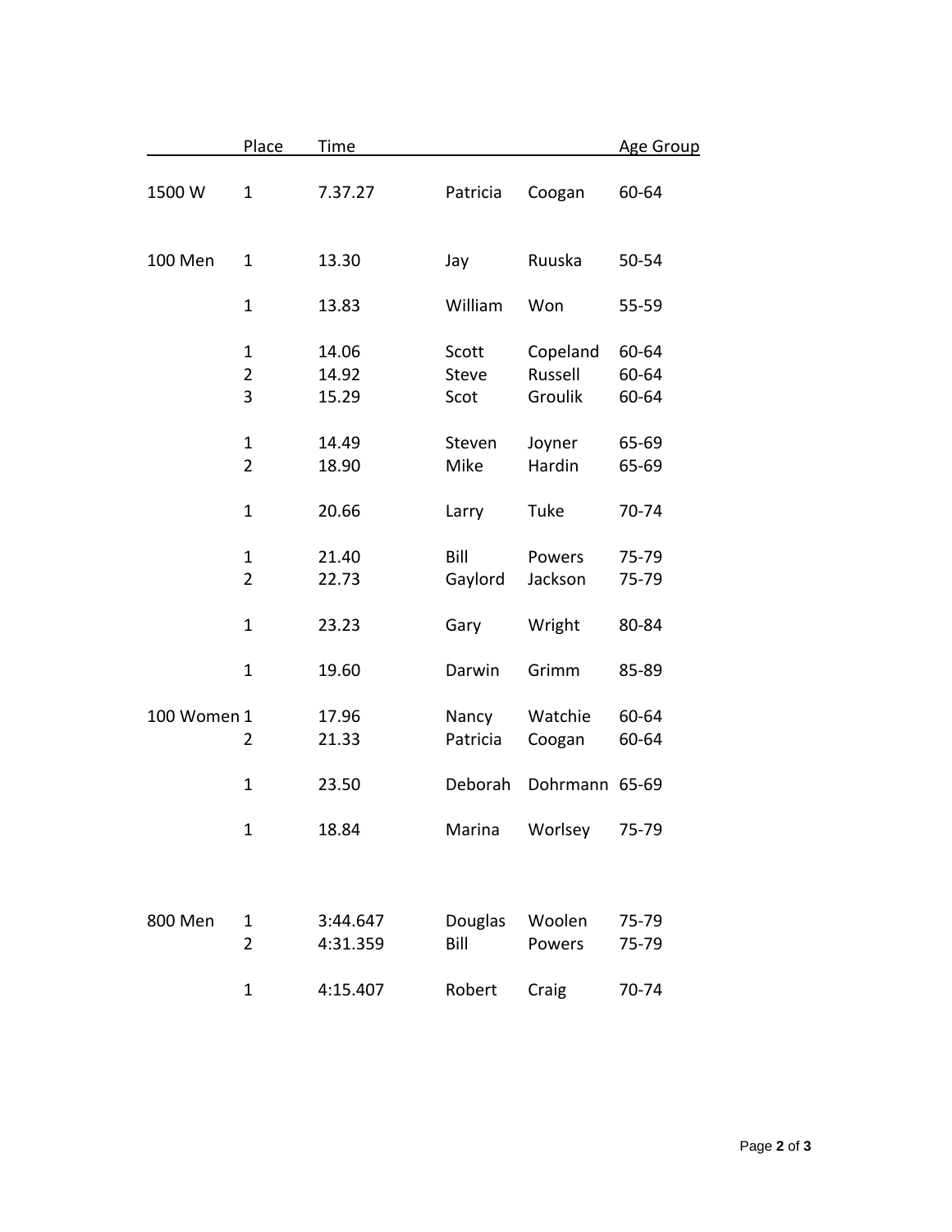| | Place | Time | | | Age Group |
|---|---|---|---|---|---|
| 1500 W | 1 | 7.37.27 | Patricia | Coogan | 60-64 |
| | | | | | |
| 100 Men | 1 | 13.30 | Jay | Ruuska | 50-54 |
| | | | | | |
| | 1 | 13.83 | William | Won | 55-59 |
| | | | | | |
| | 1 | 14.06 | Scott | Copeland | 60-64 |
| | 2 | 14.92 | Steve | Russell | 60-64 |
| | 3 | 15.29 | Scot | Groulik | 60-64 |
| | | | | | |
| | 1 | 14.49 | Steven | Joyner | 65-69 |
| | 2 | 18.90 | Mike | Hardin | 65-69 |
| | | | | | |
| | 1 | 20.66 | Larry | Tuke | 70-74 |
| | | | | | |
| | 1 | 21.40 | Bill | Powers | 75-79 |
| | 2 | 22.73 | Gaylord | Jackson | 75-79 |
| | | | | | |
| | 1 | 23.23 | Gary | Wright | 80-84 |
| | | | | | |
| | 1 | 19.60 | Darwin | Grimm | 85-89 |
| | | | | | |
| 100 Women | 1 | 17.96 | Nancy | Watchie | 60-64 |
| | 2 | 21.33 | Patricia | Coogan | 60-64 |
| | | | | | |
| | 1 | 23.50 | Deborah | Dohrmann | 65-69 |
| | | | | | |
| | 1 | 18.84 | Marina | Worlsey | 75-79 |
| | | | | | |
| 800 Men | 1 | 3:44.647 | Douglas | Woolen | 75-79 |
| | 2 | 4:31.359 | Bill | Powers | 75-79 |
| | | | | | |
| | 1 | 4:15.407 | Robert | Craig | 70-74 |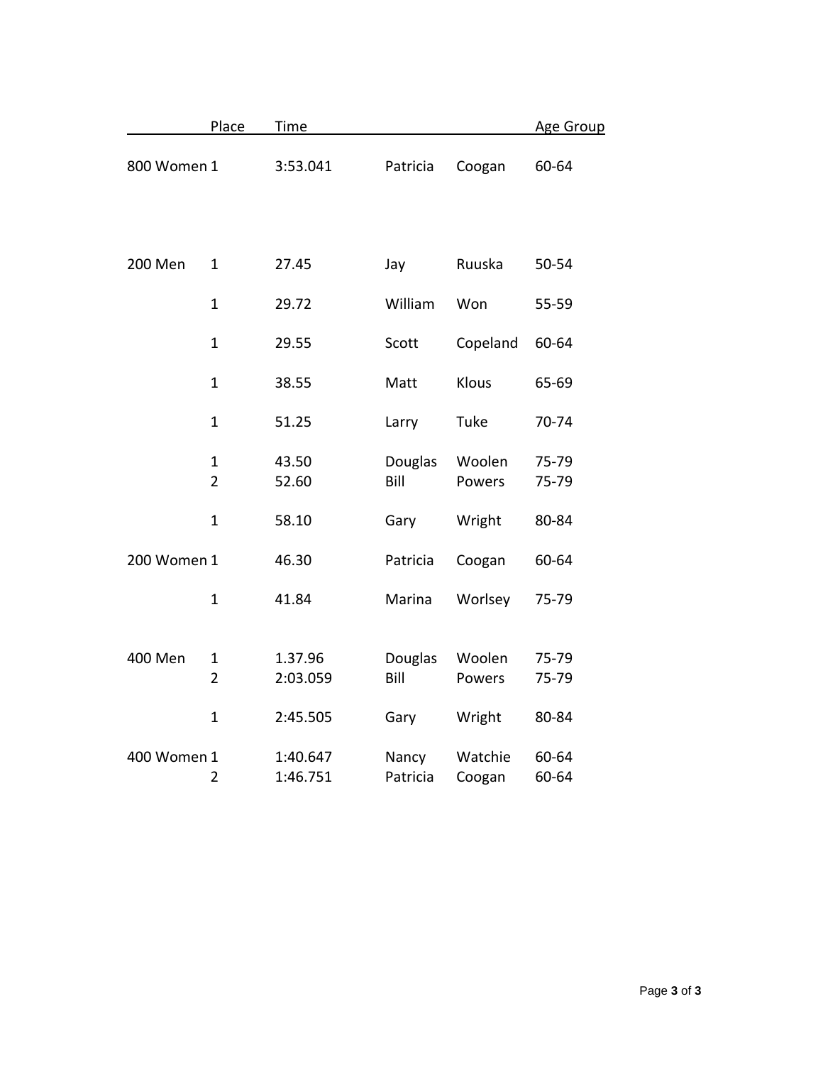| | Place | Time | | | Age Group |
|---|---|---|---|---|---|
| 800 Women | 1 | 3:53.041 | Patricia | Coogan | 60-64 |
| | | | | | |
| 200 Men | 1 | 27.45 | Jay | Ruuska | 50-54 |
| | 1 | 29.72 | William | Won | 55-59 |
| | 1 | 29.55 | Scott | Copeland | 60-64 |
| | 1 | 38.55 | Matt | Klous | 65-69 |
| | 1 | 51.25 | Larry | Tuke | 70-74 |
| | 1 | 43.50 | Douglas | Woolen | 75-79 |
| | 2 | 52.60 | Bill | Powers | 75-79 |
| | 1 | 58.10 | Gary | Wright | 80-84 |
| 200 Women | 1 | 46.30 | Patricia | Coogan | 60-64 |
| | 1 | 41.84 | Marina | Worlsey | 75-79 |
| | | | | | |
| 400 Men | 1 | 1.37.96 | Douglas | Woolen | 75-79 |
| | 2 | 2:03.059 | Bill | Powers | 75-79 |
| | 1 | 2:45.505 | Gary | Wright | 80-84 |
| 400 Women | 1 | 1:40.647 | Nancy | Watchie | 60-64 |
| | 2 | 1:46.751 | Patricia | Coogan | 60-64 |